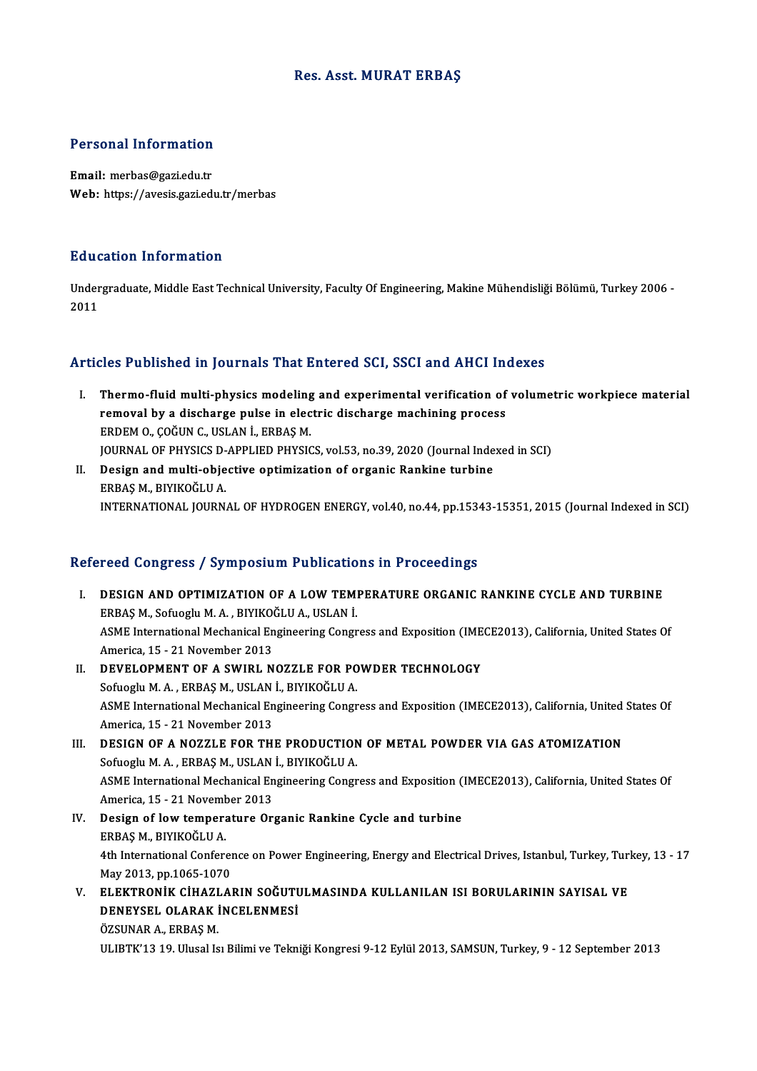# Res. Asst. MURAT ERBAŞ

## Personal Information

**Email:** merbas@gazi.edu.tr
**Web:** https://avesis.gazi.edu.tr/merbas

## Education Information

Undergraduate, Middle East Technical University, Faculty Of Engineering, Makine Mühendisliği Bölümü, Turkey 2006 - 2011

## Articles Published in Journals That Entered SCI, SSCI and AHCI Indexes

I. **Thermo-fluid multi-physics modeling and experimental verification of volumetric workpiece material removal by a discharge pulse in electric discharge machining process**
ERDEM O., ÇOĞUN C., USLAN İ., ERBAŞ M.
JOURNAL OF PHYSICS D-APPLIED PHYSICS, vol.53, no.39, 2020 (Journal Indexed in SCI)

II. **Design and multi-objective optimization of organic Rankine turbine**
ERBAŞ M., BIYIKOĞLU A.
INTERNATIONAL JOURNAL OF HYDROGEN ENERGY, vol.40, no.44, pp.15343-15351, 2015 (Journal Indexed in SCI)

## Refereed Congress / Symposium Publications in Proceedings

I. **DESIGN AND OPTIMIZATION OF A LOW TEMPERATURE ORGANIC RANKINE CYCLE AND TURBINE**
ERBAŞ M., Sofuoglu M. A. , BIYIKOĞLU A., USLAN İ.
ASME International Mechanical Engineering Congress and Exposition (IMECE2013), California, United States Of America, 15 - 21 November 2013

II. **DEVELOPMENT OF A SWIRL NOZZLE FOR POWDER TECHNOLOGY**
Sofuoglu M. A. , ERBAŞ M., USLAN İ., BIYIKOĞLU A.
ASME International Mechanical Engineering Congress and Exposition (IMECE2013), California, United States Of America, 15 - 21 November 2013

III. **DESIGN OF A NOZZLE FOR THE PRODUCTION OF METAL POWDER VIA GAS ATOMIZATION**
Sofuoglu M. A. , ERBAŞ M., USLAN İ., BIYIKOĞLU A.
ASME International Mechanical Engineering Congress and Exposition (IMECE2013), California, United States Of America, 15 - 21 November 2013

IV. **Design of low temperature Organic Rankine Cycle and turbine**
ERBAŞ M., BIYIKOĞLU A.
4th International Conference on Power Engineering, Energy and Electrical Drives, Istanbul, Turkey, Turkey, 13 - 17 May 2013, pp.1065-1070

V. **ELEKTRONİK CİHAZLARIN SOĞUTULMASINDA KULLANILAN ISI BORULARININ SAYISAL VE DENEYSEL OLARAK İNCELENMESİ**
ÖZSUNAR A., ERBAŞ M.
ULIBTK'13 19. Ulusal Isı Bilimi ve Tekniği Kongresi 9-12 Eylül 2013, SAMSUN, Turkey, 9 - 12 September 2013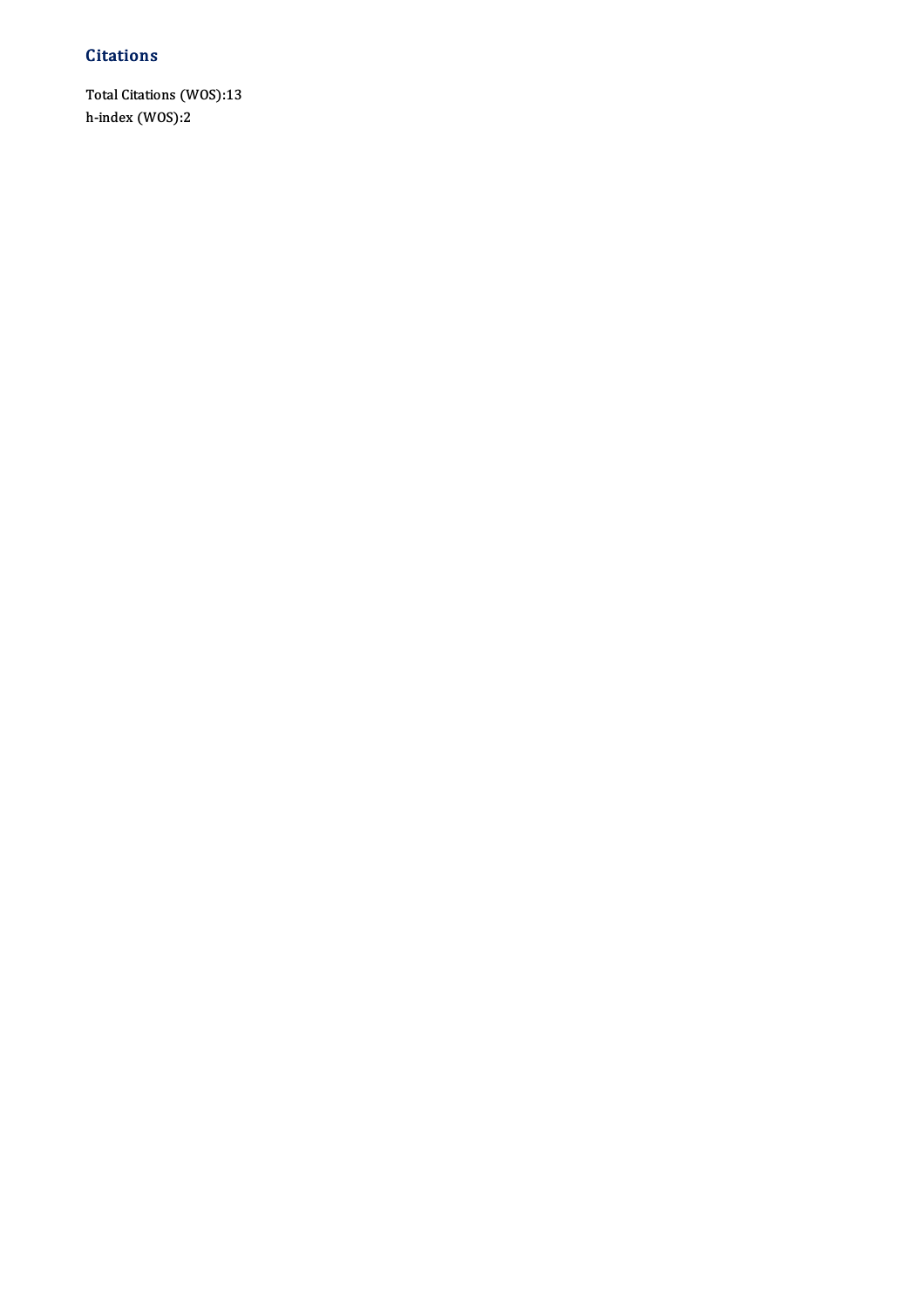## Citations

Total Citations (WOS):13
h-index (WOS):2